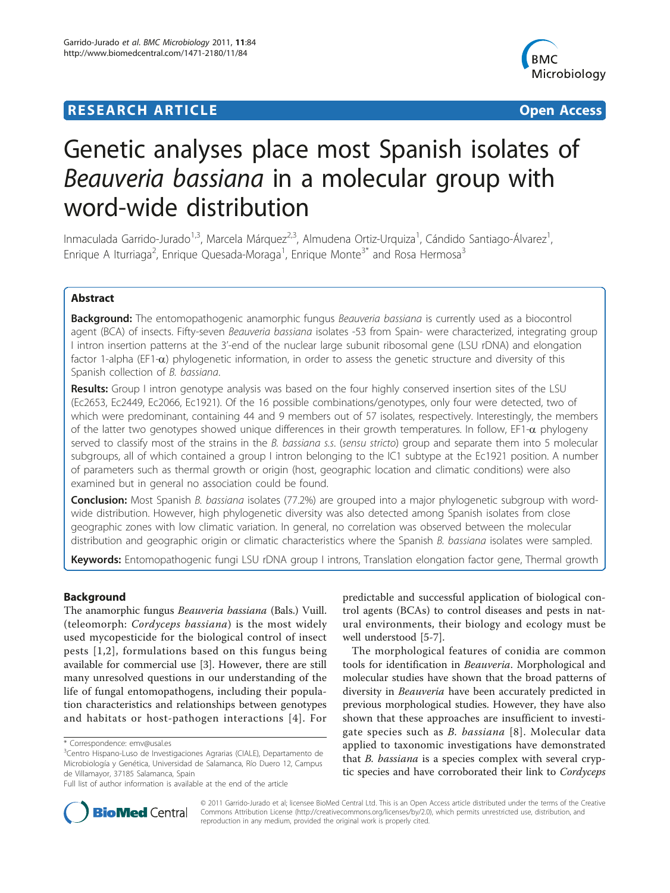**RESEARCH ARTICLE** **Open Access**

# Genetic analyses place most Spanish isolates of *Beauveria bassiana* in a molecular group with word-wide distribution

Inmaculada Garrido-Jurado[1,3], Marcela Márquez[2,3], Almudena Ortiz-Urquiza[1], Cándido Santiago-Álvarez[1], Enrique A Iturriaga[2], Enrique Quesada-Moraga[1], Enrique Monte[3*] and Rosa Hermosa[3]

## Abstract

**Background:** The entomopathogenic anamorphic fungus *Beauveria bassiana* is currently used as a biocontrol agent (BCA) of insects. Fifty-seven *Beauveria bassiana* isolates -53 from Spain- were characterized, integrating group I intron insertion patterns at the 3'-end of the nuclear large subunit ribosomal gene (LSU rDNA) and elongation factor 1-alpha (EF1-α) phylogenetic information, in order to assess the genetic structure and diversity of this Spanish collection of *B. bassiana*.

**Results:** Group I intron genotype analysis was based on the four highly conserved insertion sites of the LSU (Ec2653, Ec2449, Ec2066, Ec1921). Of the 16 possible combinations/genotypes, only four were detected, two of which were predominant, containing 44 and 9 members out of 57 isolates, respectively. Interestingly, the members of the latter two genotypes showed unique differences in their growth temperatures. In follow, EF1-α phylogeny served to classify most of the strains in the *B. bassiana s.s.* (*sensu stricto*) group and separate them into 5 molecular subgroups, all of which contained a group I intron belonging to the IC1 subtype at the Ec1921 position. A number of parameters such as thermal growth or origin (host, geographic location and climatic conditions) were also examined but in general no association could be found.

**Conclusion:** Most Spanish *B. bassiana* isolates (77.2%) are grouped into a major phylogenetic subgroup with word-wide distribution. However, high phylogenetic diversity was also detected among Spanish isolates from close geographic zones with low climatic variation. In general, no correlation was observed between the molecular distribution and geographic origin or climatic characteristics where the Spanish *B. bassiana* isolates were sampled.

**Keywords:** Entomopathogenic fungi LSU rDNA group I introns, Translation elongation factor gene, Thermal growth

## Background

The anamorphic fungus *Beauveria bassiana* (Bals.) Vuill. (teleomorph: *Cordyceps bassiana*) is the most widely used mycopesticide for the biological control of insect pests [1,2], formulations based on this fungus being available for commercial use [3]. However, there are still many unresolved questions in our understanding of the life of fungal entomopathogens, including their population characteristics and relationships between genotypes and habitats or host-pathogen interactions [4]. For predictable and successful application of biological control agents (BCAs) to control diseases and pests in natural environments, their biology and ecology must be well understood [5-7].

The morphological features of conidia are common tools for identification in *Beauveria*. Morphological and molecular studies have shown that the broad patterns of diversity in *Beauveria* have been accurately predicted in previous morphological studies. However, they have also shown that these approaches are insufficient to investigate species such as *B. bassiana* [8]. Molecular data applied to taxonomic investigations have demonstrated that *B. bassiana* is a species complex with several cryptic species and have corroborated their link to *Cordyceps*

\* Correspondence: emv@usal.es
[3]Centro Hispano-Luso de Investigaciones Agrarias (CIALE), Departamento de Microbiología y Genética, Universidad de Salamanca, Río Duero 12, Campus de Villamayor, 37185 Salamanca, Spain
Full list of author information is available at the end of the article

© 2011 Garrido-Jurado et al; licensee BioMed Central Ltd. This is an Open Access article distributed under the terms of the Creative Commons Attribution License (http://creativecommons.org/licenses/by/2.0), which permits unrestricted use, distribution, and reproduction in any medium, provided the original work is properly cited.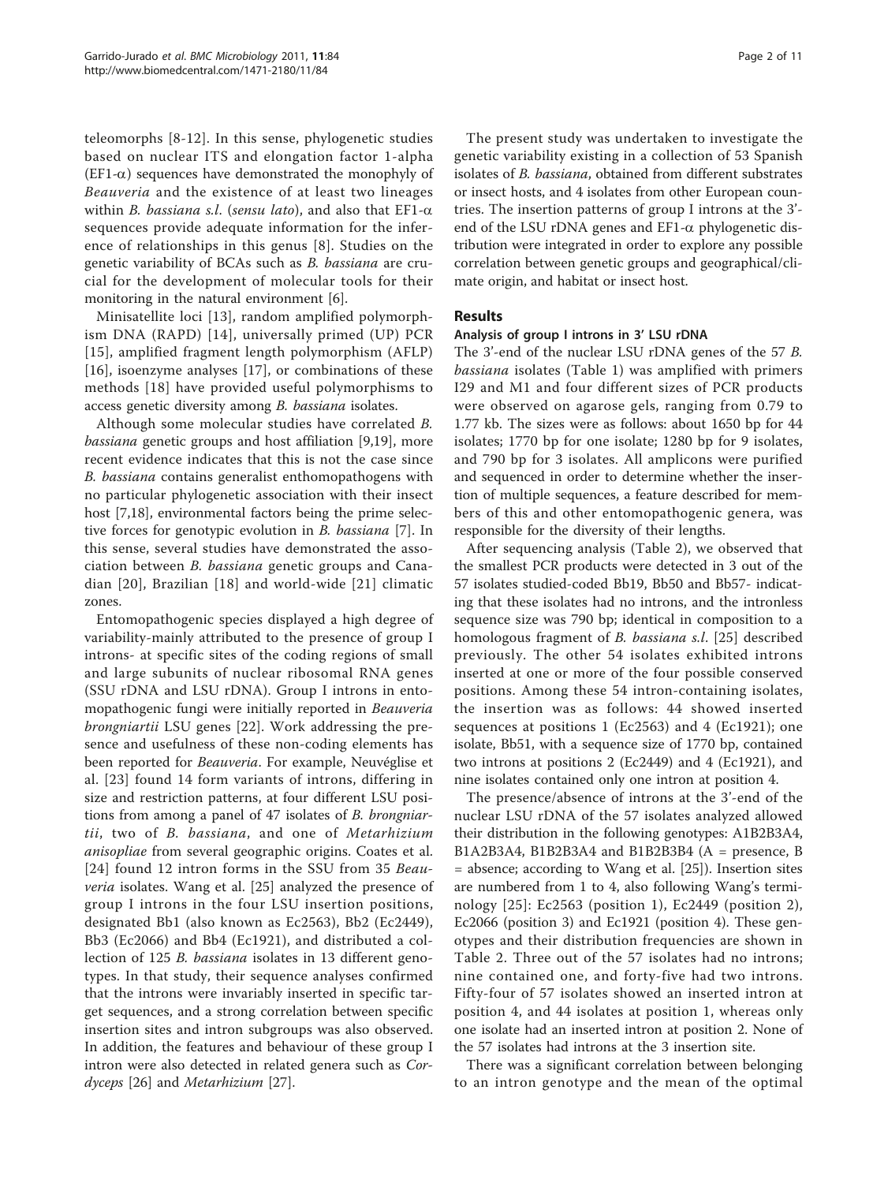teleomorphs [8-12]. In this sense, phylogenetic studies based on nuclear ITS and elongation factor 1-alpha (EF1-α) sequences have demonstrated the monophyly of *Beauveria* and the existence of at least two lineages within *B. bassiana s.l.* (*sensu lato*), and also that EF1-α sequences provide adequate information for the inference of relationships in this genus [8]. Studies on the genetic variability of BCAs such as *B. bassiana* are crucial for the development of molecular tools for their monitoring in the natural environment [6].

Minisatellite loci [13], random amplified polymorphism DNA (RAPD) [14], universally primed (UP) PCR [15], amplified fragment length polymorphism (AFLP) [16], isoenzyme analyses [17], or combinations of these methods [18] have provided useful polymorphisms to access genetic diversity among *B. bassiana* isolates.

Although some molecular studies have correlated *B. bassiana* genetic groups and host affiliation [9,19], more recent evidence indicates that this is not the case since *B. bassiana* contains generalist enthomopathogens with no particular phylogenetic association with their insect host [7,18], environmental factors being the prime selective forces for genotypic evolution in *B. bassiana* [7]. In this sense, several studies have demonstrated the association between *B. bassiana* genetic groups and Canadian [20], Brazilian [18] and world-wide [21] climatic zones.

Entomopathogenic species displayed a high degree of variability-mainly attributed to the presence of group I introns- at specific sites of the coding regions of small and large subunits of nuclear ribosomal RNA genes (SSU rDNA and LSU rDNA). Group I introns in entomopathogenic fungi were initially reported in *Beauveria brongniartii* LSU genes [22]. Work addressing the presence and usefulness of these non-coding elements has been reported for *Beauveria*. For example, Neuvéglise et al. [23] found 14 form variants of introns, differing in size and restriction patterns, at four different LSU positions from among a panel of 47 isolates of *B. brongniartii*, two of *B. bassiana*, and one of *Metarhizium anisopliae* from several geographic origins. Coates et al. [24] found 12 intron forms in the SSU from 35 *Beauveria* isolates. Wang et al. [25] analyzed the presence of group I introns in the four LSU insertion positions, designated Bb1 (also known as Ec2563), Bb2 (Ec2449), Bb3 (Ec2066) and Bb4 (Ec1921), and distributed a collection of 125 *B. bassiana* isolates in 13 different genotypes. In that study, their sequence analyses confirmed that the introns were invariably inserted in specific target sequences, and a strong correlation between specific insertion sites and intron subgroups was also observed. In addition, the features and behaviour of these group I intron were also detected in related genera such as *Cordyceps* [26] and *Metarhizium* [27].

The present study was undertaken to investigate the genetic variability existing in a collection of 53 Spanish isolates of *B. bassiana*, obtained from different substrates or insect hosts, and 4 isolates from other European countries. The insertion patterns of group I introns at the 3'-end of the LSU rDNA genes and EF1-α phylogenetic distribution were integrated in order to explore any possible correlation between genetic groups and geographical/climate origin, and habitat or insect host.

## Results

### Analysis of group I introns in 3' LSU rDNA

The 3'-end of the nuclear LSU rDNA genes of the 57 *B. bassiana* isolates (Table 1) was amplified with primers I29 and M1 and four different sizes of PCR products were observed on agarose gels, ranging from 0.79 to 1.77 kb. The sizes were as follows: about 1650 bp for 44 isolates; 1770 bp for one isolate; 1280 bp for 9 isolates, and 790 bp for 3 isolates. All amplicons were purified and sequenced in order to determine whether the insertion of multiple sequences, a feature described for members of this and other entomopathogenic genera, was responsible for the diversity of their lengths.

After sequencing analysis (Table 2), we observed that the smallest PCR products were detected in 3 out of the 57 isolates studied-coded Bb19, Bb50 and Bb57- indicating that these isolates had no introns, and the intronless sequence size was 790 bp; identical in composition to a homologous fragment of *B. bassiana s.l.* [25] described previously. The other 54 isolates exhibited introns inserted at one or more of the four possible conserved positions. Among these 54 intron-containing isolates, the insertion was as follows: 44 showed inserted sequences at positions 1 (Ec2563) and 4 (Ec1921); one isolate, Bb51, with a sequence size of 1770 bp, contained two introns at positions 2 (Ec2449) and 4 (Ec1921), and nine isolates contained only one intron at position 4.

The presence/absence of introns at the 3'-end of the nuclear LSU rDNA of the 57 isolates analyzed allowed their distribution in the following genotypes: A1B2B3A4, B1A2B3A4, B1B2B3A4 and B1B2B3B4 (A = presence, B = absence; according to Wang et al. [25]). Insertion sites are numbered from 1 to 4, also following Wang's terminology [25]: Ec2563 (position 1), Ec2449 (position 2), Ec2066 (position 3) and Ec1921 (position 4). These genotypes and their distribution frequencies are shown in Table 2. Three out of the 57 isolates had no introns; nine contained one, and forty-five had two introns. Fifty-four of 57 isolates showed an inserted intron at position 4, and 44 isolates at position 1, whereas only one isolate had an inserted intron at position 2. None of the 57 isolates had introns at the 3 insertion site.

There was a significant correlation between belonging to an intron genotype and the mean of the optimal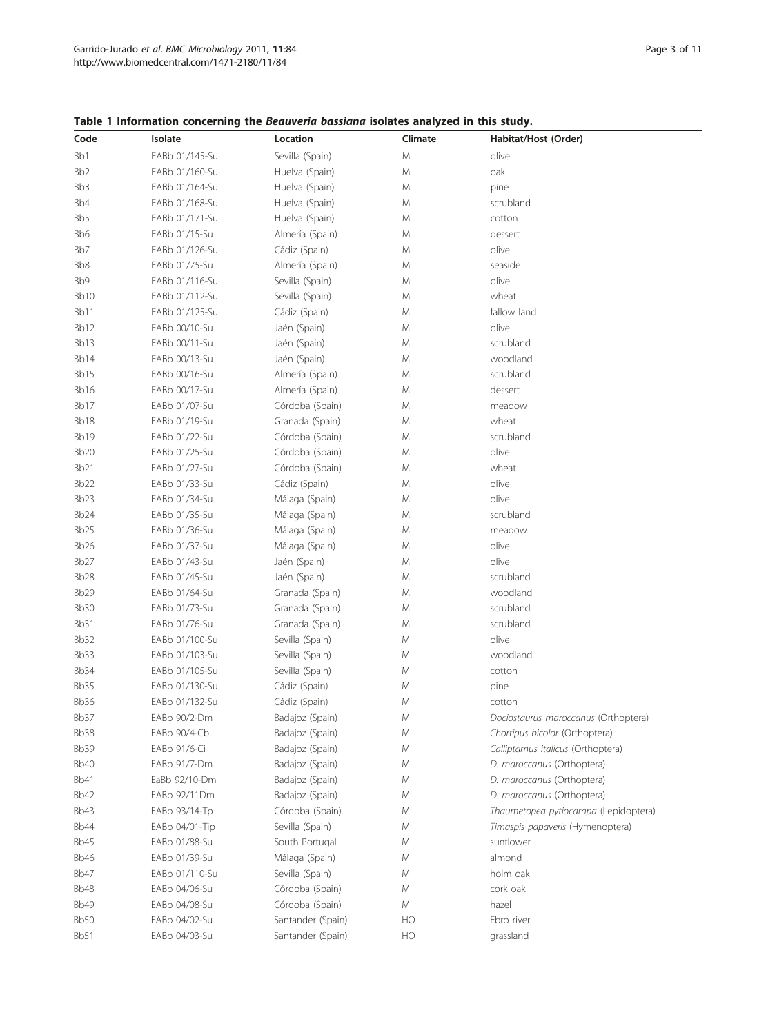**Table 1 Information concerning the *Beauveria bassiana* isolates analyzed in this study.**

| Code | Isolate | Location | Climate | Habitat/Host (Order) |
|---|---|---|---|---|
| Bb1 | EABb 01/145-Su | Sevilla (Spain) | M | olive |
| Bb2 | EABb 01/160-Su | Huelva (Spain) | M | oak |
| Bb3 | EABb 01/164-Su | Huelva (Spain) | M | pine |
| Bb4 | EABb 01/168-Su | Huelva (Spain) | M | scrubland |
| Bb5 | EABb 01/171-Su | Huelva (Spain) | M | cotton |
| Bb6 | EABb 01/15-Su | Almería (Spain) | M | dessert |
| Bb7 | EABb 01/126-Su | Cádiz (Spain) | M | olive |
| Bb8 | EABb 01/75-Su | Almería (Spain) | M | seaside |
| Bb9 | EABb 01/116-Su | Sevilla (Spain) | M | olive |
| Bb10 | EABb 01/112-Su | Sevilla (Spain) | M | wheat |
| Bb11 | EABb 01/125-Su | Cádiz (Spain) | M | fallow land |
| Bb12 | EABb 00/10-Su | Jaén (Spain) | M | olive |
| Bb13 | EABb 00/11-Su | Jaén (Spain) | M | scrubland |
| Bb14 | EABb 00/13-Su | Jaén (Spain) | M | woodland |
| Bb15 | EABb 00/16-Su | Almería (Spain) | M | scrubland |
| Bb16 | EABb 00/17-Su | Almería (Spain) | M | dessert |
| Bb17 | EABb 01/07-Su | Córdoba (Spain) | M | meadow |
| Bb18 | EABb 01/19-Su | Granada (Spain) | M | wheat |
| Bb19 | EABb 01/22-Su | Córdoba (Spain) | M | scrubland |
| Bb20 | EABb 01/25-Su | Córdoba (Spain) | M | olive |
| Bb21 | EABb 01/27-Su | Córdoba (Spain) | M | wheat |
| Bb22 | EABb 01/33-Su | Cádiz (Spain) | M | olive |
| Bb23 | EABb 01/34-Su | Málaga (Spain) | M | olive |
| Bb24 | EABb 01/35-Su | Málaga (Spain) | M | scrubland |
| Bb25 | EABb 01/36-Su | Málaga (Spain) | M | meadow |
| Bb26 | EABb 01/37-Su | Málaga (Spain) | M | olive |
| Bb27 | EABb 01/43-Su | Jaén (Spain) | M | olive |
| Bb28 | EABb 01/45-Su | Jaén (Spain) | M | scrubland |
| Bb29 | EABb 01/64-Su | Granada (Spain) | M | woodland |
| Bb30 | EABb 01/73-Su | Granada (Spain) | M | scrubland |
| Bb31 | EABb 01/76-Su | Granada (Spain) | M | scrubland |
| Bb32 | EABb 01/100-Su | Sevilla (Spain) | M | olive |
| Bb33 | EABb 01/103-Su | Sevilla (Spain) | M | woodland |
| Bb34 | EABb 01/105-Su | Sevilla (Spain) | M | cotton |
| Bb35 | EABb 01/130-Su | Cádiz (Spain) | M | pine |
| Bb36 | EABb 01/132-Su | Cádiz (Spain) | M | cotton |
| Bb37 | EABb 90/2-Dm | Badajoz (Spain) | M | *Dociostaurus maroccanus* (Orthoptera) |
| Bb38 | EABb 90/4-Cb | Badajoz (Spain) | M | *Chortipus bicolor* (Orthoptera) |
| Bb39 | EABb 91/6-Ci | Badajoz (Spain) | M | *Calliptamus italicus* (Orthoptera) |
| Bb40 | EABb 91/7-Dm | Badajoz (Spain) | M | *D. maroccanus* (Orthoptera) |
| Bb41 | EaBb 92/10-Dm | Badajoz (Spain) | M | *D. maroccanus* (Orthoptera) |
| Bb42 | EABb 92/11Dm | Badajoz (Spain) | M | *D. maroccanus* (Orthoptera) |
| Bb43 | EABb 93/14-Tp | Córdoba (Spain) | M | *Thaumetopea pytiocampa* (Lepidoptera) |
| Bb44 | EABb 04/01-Tip | Sevilla (Spain) | M | *Timaspis papaveris* (Hymenoptera) |
| Bb45 | EABb 01/88-Su | South Portugal | M | sunflower |
| Bb46 | EABb 01/39-Su | Málaga (Spain) | M | almond |
| Bb47 | EABb 01/110-Su | Sevilla (Spain) | M | holm oak |
| Bb48 | EABb 04/06-Su | Córdoba (Spain) | M | cork oak |
| Bb49 | EABb 04/08-Su | Córdoba (Spain) | M | hazel |
| Bb50 | EABb 04/02-Su | Santander (Spain) | HO | Ebro river |
| Bb51 | EABb 04/03-Su | Santander (Spain) | HO | grassland |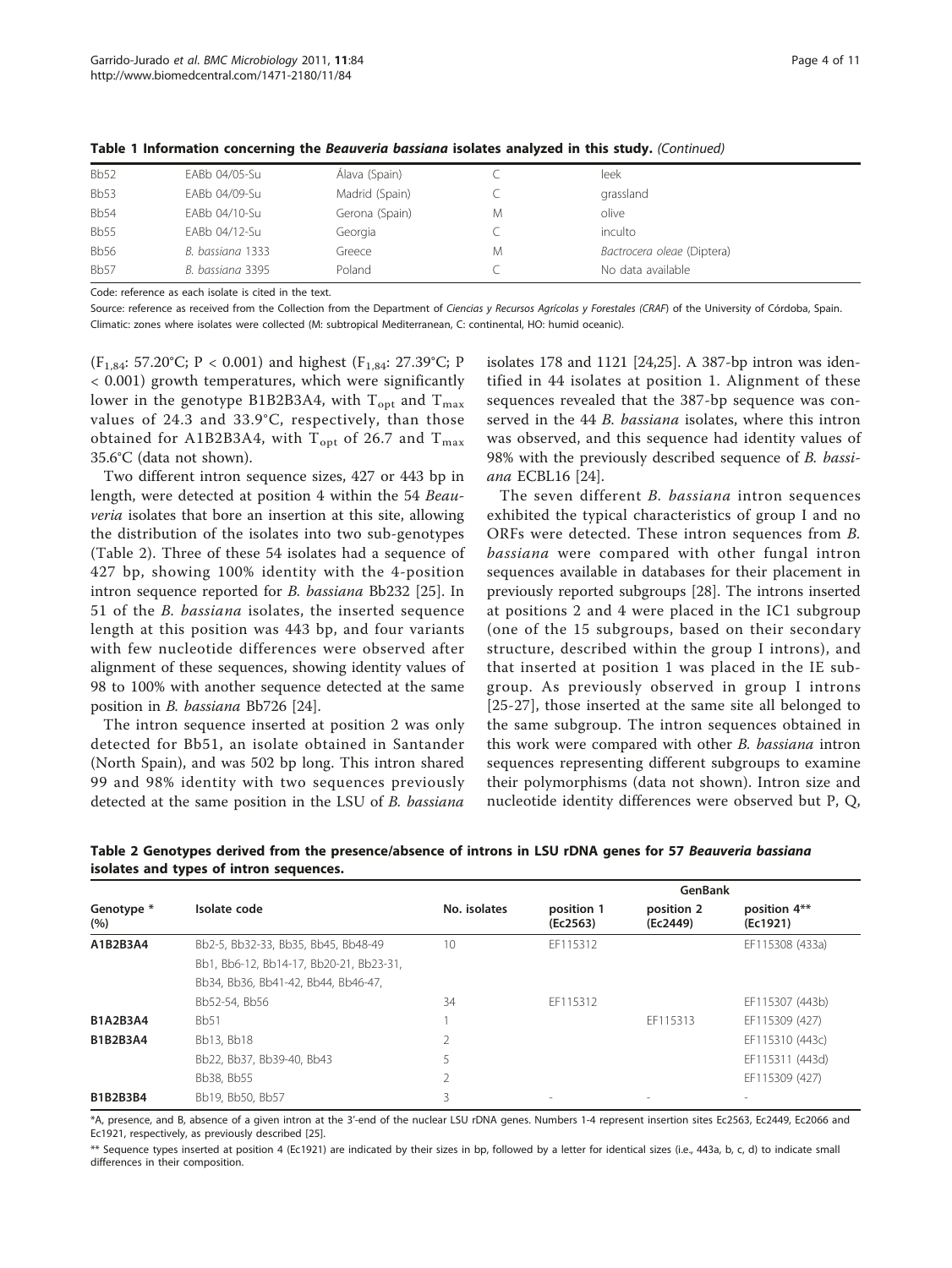**Table 1 Information concerning the *Beauveria bassiana* isolates analyzed in this study.** *(Continued)*

| | | | | |
|---|---|---|---|---|
| Bb52 | EABb 04/05-Su | Álava (Spain) | C | leek |
| Bb53 | EABb 04/09-Su | Madrid (Spain) | C | grassland |
| Bb54 | EABb 04/10-Su | Gerona (Spain) | M | olive |
| Bb55 | EABb 04/12-Su | Georgia | C | inculto |
| Bb56 | *B. bassiana* 1333 | Greece | M | *Bactrocera oleae* (Diptera) |
| Bb57 | *B. bassiana* 3395 | Poland | C | No data available |

Code: reference as each isolate is cited in the text.

Source: reference as received from the Collection from the Department of *Ciencias y Recursos Agrícolas y Forestales (CRAF)* of the University of Córdoba, Spain.

Climatic: zones where isolates were collected (M: subtropical Mediterranean, C: continental, HO: humid oceanic).

($F_{1,84}$: 57.20°C; $P < 0.001$) and highest ($F_{1,84}$: 27.39°C; $P < 0.001$) growth temperatures, which were significantly lower in the genotype B1B2B3A4, with $T_{opt}$ and $T_{max}$ values of 24.3 and 33.9°C, respectively, than those obtained for A1B2B3A4, with $T_{opt}$ of 26.7 and $T_{max}$ 35.6°C (data not shown).

Two different intron sequence sizes, 427 or 443 bp in length, were detected at position 4 within the 54 *Beauveria* isolates that bore an insertion at this site, allowing the distribution of the isolates into two sub-genotypes (Table 2). Three of these 54 isolates had a sequence of 427 bp, showing 100% identity with the 4-position intron sequence reported for *B. bassiana* Bb232 [25]. In 51 of the *B. bassiana* isolates, the inserted sequence length at this position was 443 bp, and four variants with few nucleotide differences were observed after alignment of these sequences, showing identity values of 98 to 100% with another sequence detected at the same position in *B. bassiana* Bb726 [24].

The intron sequence inserted at position 2 was only detected for Bb51, an isolate obtained in Santander (North Spain), and was 502 bp long. This intron shared 99 and 98% identity with two sequences previously detected at the same position in the LSU of *B. bassiana* isolates 178 and 1121 [24,25]. A 387-bp intron was identified in 44 isolates at position 1. Alignment of these sequences revealed that the 387-bp sequence was conserved in the 44 *B. bassiana* isolates, where this intron was observed, and this sequence had identity values of 98% with the previously described sequence of *B. bassiana* ECBL16 [24].

The seven different *B. bassiana* intron sequences exhibited the typical characteristics of group I and no ORFs were detected. These intron sequences from *B. bassiana* were compared with other fungal intron sequences available in databases for their placement in previously reported subgroups [28]. The introns inserted at positions 2 and 4 were placed in the IC1 subgroup (one of the 15 subgroups, based on their secondary structure, described within the group I introns), and that inserted at position 1 was placed in the IE subgroup. As previously observed in group I introns [25-27], those inserted at the same site all belonged to the same subgroup. The intron sequences obtained in this work were compared with other *B. bassiana* intron sequences representing different subgroups to examine their polymorphisms (data not shown). Intron size and nucleotide identity differences were observed but P, Q,

**Table 2 Genotypes derived from the presence/absence of introns in LSU rDNA genes for 57 *Beauveria bassiana* isolates and types of intron sequences.**

| Genotype * (%) | Isolate code | No. isolates | GenBank | | |
|---|---|---|---|---|---|
| | | | position 1 (Ec2563) | position 2 (Ec2449) | position 4** (Ec1921) |
| **A1B2B3A4** | Bb2-5, Bb32-33, Bb35, Bb45, Bb48-49 | 10 | EF115312 | | EF115308 (433a) |
| | Bb1, Bb6-12, Bb14-17, Bb20-21, Bb23-31, Bb34, Bb36, Bb41-42, Bb44, Bb46-47, Bb52-54, Bb56 | 34 | EF115312 | | EF115307 (443b) |
| **B1A2B3A4** | Bb51 | 1 | | EF115313 | EF115309 (427) |
| **B1B2B3A4** | Bb13, Bb18 | 2 | | | EF115310 (443c) |
| | Bb22, Bb37, Bb39-40, Bb43 | 5 | | | EF115311 (443d) |
| | Bb38, Bb55 | 2 | | | EF115309 (427) |
| **B1B2B3B4** | Bb19, Bb50, Bb57 | 3 | - | - | - |

*A, presence, and B, absence of a given intron at the 3'-end of the nuclear LSU rDNA genes. Numbers 1-4 represent insertion sites Ec2563, Ec2449, Ec2066 and Ec1921, respectively, as previously described [25].

** Sequence types inserted at position 4 (Ec1921) are indicated by their sizes in bp, followed by a letter for identical sizes (i.e., 443a, b, c, d) to indicate small differences in their composition.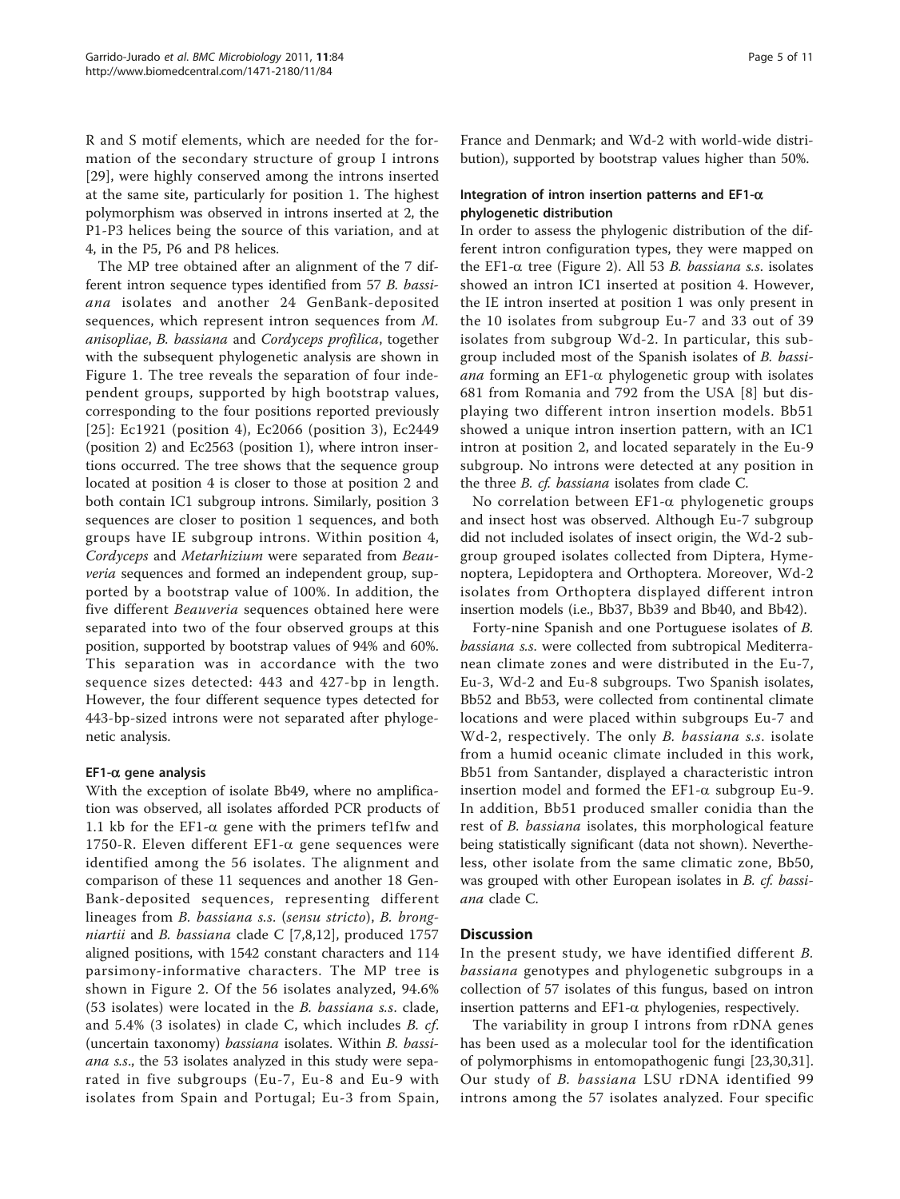R and S motif elements, which are needed for the formation of the secondary structure of group I introns [29], were highly conserved among the introns inserted at the same site, particularly for position 1. The highest polymorphism was observed in introns inserted at 2, the P1-P3 helices being the source of this variation, and at 4, in the P5, P6 and P8 helices.

The MP tree obtained after an alignment of the 7 different intron sequence types identified from 57 *B. bassiana* isolates and another 24 GenBank-deposited sequences, which represent intron sequences from *M. anisopliae*, *B. bassiana* and *Cordyceps profilica*, together with the subsequent phylogenetic analysis are shown in Figure 1. The tree reveals the separation of four independent groups, supported by high bootstrap values, corresponding to the four positions reported previously [25]: Ec1921 (position 4), Ec2066 (position 3), Ec2449 (position 2) and Ec2563 (position 1), where intron insertions occurred. The tree shows that the sequence group located at position 4 is closer to those at position 2 and both contain IC1 subgroup introns. Similarly, position 3 sequences are closer to position 1 sequences, and both groups have IE subgroup introns. Within position 4, *Cordyceps* and *Metarhizium* were separated from *Beauveria* sequences and formed an independent group, supported by a bootstrap value of 100%. In addition, the five different *Beauveria* sequences obtained here were separated into two of the four observed groups at this position, supported by bootstrap values of 94% and 60%. This separation was in accordance with the two sequence sizes detected: 443 and 427-bp in length. However, the four different sequence types detected for 443-bp-sized introns were not separated after phylogenetic analysis.

#### EF1-α gene analysis

With the exception of isolate Bb49, where no amplification was observed, all isolates afforded PCR products of 1.1 kb for the EF1-α gene with the primers tef1fw and 1750-R. Eleven different EF1-α gene sequences were identified among the 56 isolates. The alignment and comparison of these 11 sequences and another 18 GenBank-deposited sequences, representing different lineages from *B. bassiana s.s.* (*sensu stricto*), *B. brongniartii* and *B. bassiana* clade C [7,8,12], produced 1757 aligned positions, with 1542 constant characters and 114 parsimony-informative characters. The MP tree is shown in Figure 2. Of the 56 isolates analyzed, 94.6% (53 isolates) were located in the *B. bassiana s.s.* clade, and 5.4% (3 isolates) in clade C, which includes *B. cf.* (uncertain taxonomy) *bassiana* isolates. Within *B. bassiana s.s.*, the 53 isolates analyzed in this study were separated in five subgroups (Eu-7, Eu-8 and Eu-9 with isolates from Spain and Portugal; Eu-3 from Spain, France and Denmark; and Wd-2 with world-wide distribution), supported by bootstrap values higher than 50%.

#### Integration of intron insertion patterns and EF1-α phylogenetic distribution

In order to assess the phylogenic distribution of the different intron configuration types, they were mapped on the EF1-α tree (Figure 2). All 53 *B. bassiana s.s.* isolates showed an intron IC1 inserted at position 4. However, the IE intron inserted at position 1 was only present in the 10 isolates from subgroup Eu-7 and 33 out of 39 isolates from subgroup Wd-2. In particular, this subgroup included most of the Spanish isolates of *B. bassiana* forming an EF1-α phylogenetic group with isolates 681 from Romania and 792 from the USA [8] but displaying two different intron insertion models. Bb51 showed a unique intron insertion pattern, with an IC1 intron at position 2, and located separately in the Eu-9 subgroup. No introns were detected at any position in the three *B. cf. bassiana* isolates from clade C.

No correlation between EF1-α phylogenetic groups and insect host was observed. Although Eu-7 subgroup did not included isolates of insect origin, the Wd-2 subgroup grouped isolates collected from Diptera, Hymenoptera, Lepidoptera and Orthoptera. Moreover, Wd-2 isolates from Orthoptera displayed different intron insertion models (i.e., Bb37, Bb39 and Bb40, and Bb42).

Forty-nine Spanish and one Portuguese isolates of *B. bassiana s.s.* were collected from subtropical Mediterranean climate zones and were distributed in the Eu-7, Eu-3, Wd-2 and Eu-8 subgroups. Two Spanish isolates, Bb52 and Bb53, were collected from continental climate locations and were placed within subgroups Eu-7 and Wd-2, respectively. The only *B. bassiana s.s.* isolate from a humid oceanic climate included in this work, Bb51 from Santander, displayed a characteristic intron insertion model and formed the EF1-α subgroup Eu-9. In addition, Bb51 produced smaller conidia than the rest of *B. bassiana* isolates, this morphological feature being statistically significant (data not shown). Nevertheless, other isolate from the same climatic zone, Bb50, was grouped with other European isolates in *B. cf. bassiana* clade C.

## Discussion

In the present study, we have identified different *B. bassiana* genotypes and phylogenetic subgroups in a collection of 57 isolates of this fungus, based on intron insertion patterns and EF1-α phylogenies, respectively.

The variability in group I introns from rDNA genes has been used as a molecular tool for the identification of polymorphisms in entomopathogenic fungi [23,30,31]. Our study of *B. bassiana* LSU rDNA identified 99 introns among the 57 isolates analyzed. Four specific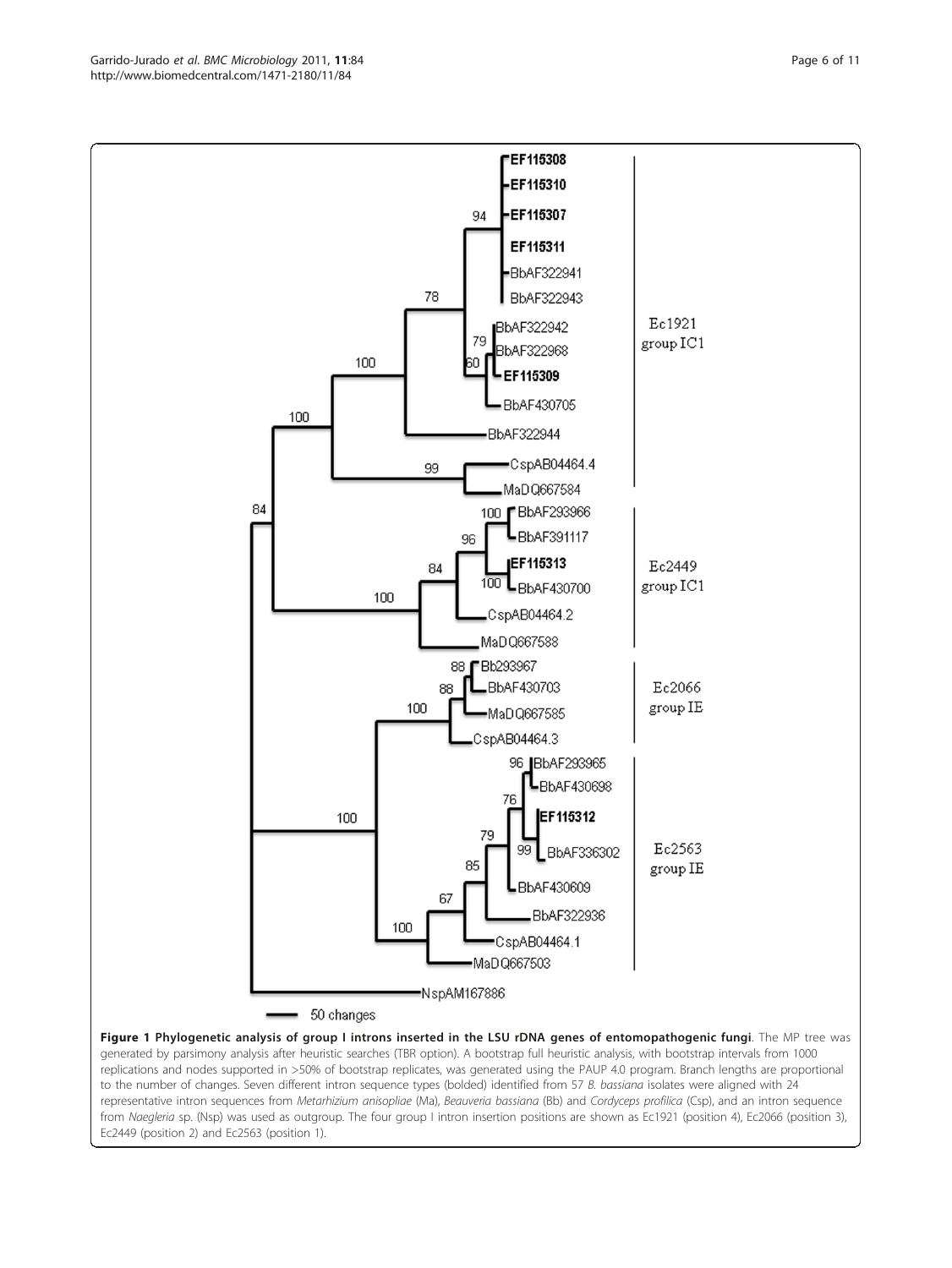**Figure 1 Phylogenetic analysis of group I introns inserted in the LSU rDNA genes of entomopathogenic fungi**. The MP tree was generated by parsimony analysis after heuristic searches (TBR option). A bootstrap full heuristic analysis, with bootstrap intervals from 1000 replications and nodes supported in >50% of bootstrap replicates, was generated using the PAUP 4.0 program. Branch lengths are proportional to the number of changes. Seven different intron sequence types (bolded) identified from 57 *B. bassiana* isolates were aligned with 24 representative intron sequences from *Metarhizium anisopliae* (Ma), *Beauveria bassiana* (Bb) and *Cordyceps profilica* (Csp), and an intron sequence from *Naegleria* sp. (Nsp) was used as outgroup. The four group I intron insertion positions are shown as Ec1921 (position 4), Ec2066 (position 3), Ec2449 (position 2) and Ec2563 (position 1).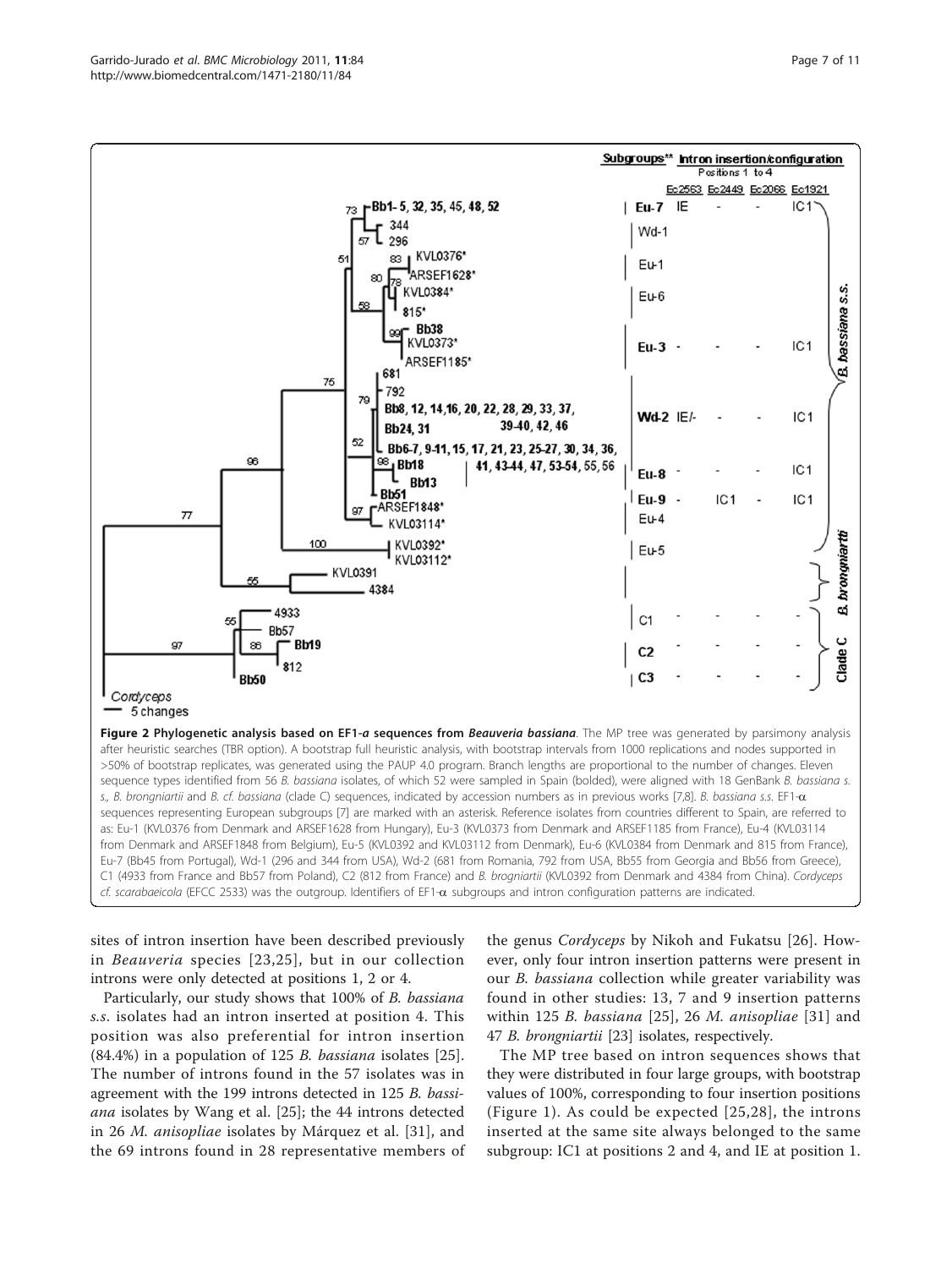**Figure 2 Phylogenetic analysis based on EF1-*a* sequences from *Beauveria bassiana*.** The MP tree was generated by parsimony analysis after heuristic searches (TBR option). A bootstrap full heuristic analysis, with bootstrap intervals from 1000 replications and nodes supported in >50% of bootstrap replicates, was generated using the PAUP 4.0 program. Branch lengths are proportional to the number of changes. Eleven sequence types identified from 56 *B. bassiana* isolates, of which 52 were sampled in Spain (bolded), were aligned with 18 GenBank *B. bassiana* s. s., *B. brongniartii* and *B. cf. bassiana* (clade C) sequences, indicated by accession numbers as in previous works [7,8]. *B. bassiana s.s.* EF1-α sequences representing European subgroups [7] are marked with an asterisk. Reference isolates from countries different to Spain, are referred to as: Eu-1 (KVL0376 from Denmark and ARSEF1628 from Hungary), Eu-3 (KVL0373 from Denmark and ARSEF1185 from France), Eu-4 (KVL03114 from Denmark and ARSEF1848 from Belgium), Eu-5 (KVL0392 and KVL03112 from Denmark), Eu-6 (KVL0384 from Denmark and 815 from France), Eu-7 (Bb45 from Portugal), Wd-1 (296 and 344 from USA), Wd-2 (681 from Romania, 792 from USA, Bb55 from Georgia and Bb56 from Greece), C1 (4933 from France and Bb57 from Poland), C2 (812 from France) and *B. brogniartii* (KVL0392 from Denmark and 4384 from China). *Cordyceps cf. scarabaeicola* (EFCC 2533) was the outgroup. Identifiers of EF1-α subgroups and intron configuration patterns are indicated.

sites of intron insertion have been described previously in *Beauveria* species [23,25], but in our collection introns were only detected at positions 1, 2 or 4.

Particularly, our study shows that 100% of *B. bassiana s.s.* isolates had an intron inserted at position 4. This position was also preferential for intron insertion (84.4%) in a population of 125 *B. bassiana* isolates [25]. The number of introns found in the 57 isolates was in agreement with the 199 introns detected in 125 *B. bassiana* isolates by Wang et al. [25]; the 44 introns detected in 26 *M. anisopliae* isolates by Márquez et al. [31], and the 69 introns found in 28 representative members of the genus *Cordyceps* by Nikoh and Fukatsu [26]. However, only four intron insertion patterns were present in our *B. bassiana* collection while greater variability was found in other studies: 13, 7 and 9 insertion patterns within 125 *B. bassiana* [25], 26 *M. anisopliae* [31] and 47 *B. brongniartii* [23] isolates, respectively.

The MP tree based on intron sequences shows that they were distributed in four large groups, with bootstrap values of 100%, corresponding to four insertion positions (Figure 1). As could be expected [25,28], the introns inserted at the same site always belonged to the same subgroup: IC1 at positions 2 and 4, and IE at position 1.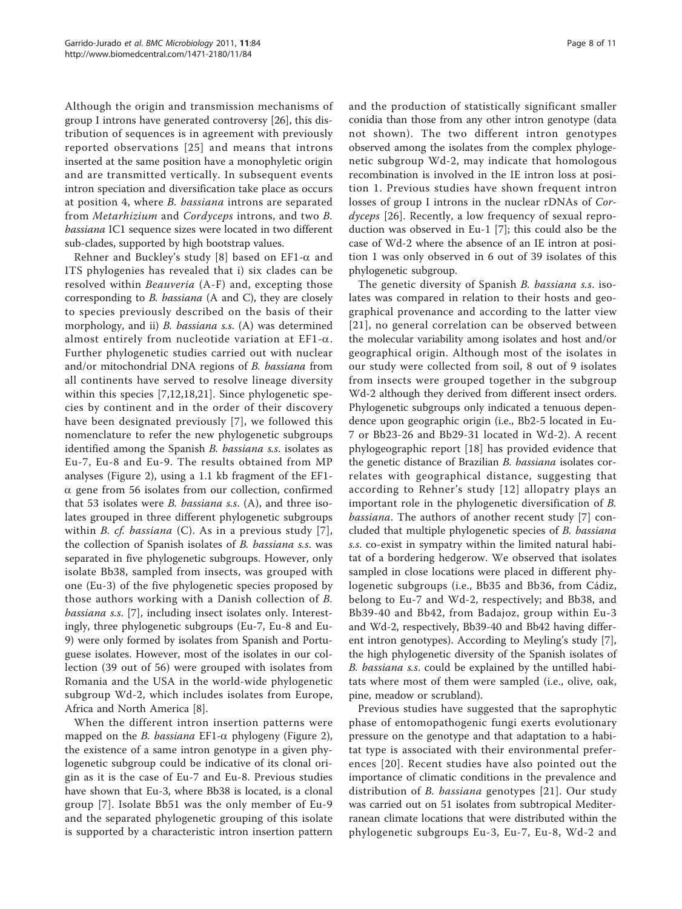Although the origin and transmission mechanisms of group I introns have generated controversy [26], this distribution of sequences is in agreement with previously reported observations [25] and means that introns inserted at the same position have a monophyletic origin and are transmitted vertically. In subsequent events intron speciation and diversification take place as occurs at position 4, where *B. bassiana* introns are separated from *Metarhizium* and *Cordyceps* introns, and two *B. bassiana* IC1 sequence sizes were located in two different sub-clades, supported by high bootstrap values.

Rehner and Buckley's study [8] based on EF1-α and ITS phylogenies has revealed that i) six clades can be resolved within *Beauveria* (A-F) and, excepting those corresponding to *B. bassiana* (A and C), they are closely to species previously described on the basis of their morphology, and ii) *B. bassiana s.s.* (A) was determined almost entirely from nucleotide variation at EF1-α. Further phylogenetic studies carried out with nuclear and/or mitochondrial DNA regions of *B. bassiana* from all continents have served to resolve lineage diversity within this species [7,12,18,21]. Since phylogenetic species by continent and in the order of their discovery have been designated previously [7], we followed this nomenclature to refer the new phylogenetic subgroups identified among the Spanish *B. bassiana s.s.* isolates as Eu-7, Eu-8 and Eu-9. The results obtained from MP analyses (Figure 2), using a 1.1 kb fragment of the EF1-α gene from 56 isolates from our collection, confirmed that 53 isolates were *B. bassiana s.s.* (A), and three isolates grouped in three different phylogenetic subgroups within *B. cf. bassiana* (C). As in a previous study [7], the collection of Spanish isolates of *B. bassiana s.s.* was separated in five phylogenetic subgroups. However, only isolate Bb38, sampled from insects, was grouped with one (Eu-3) of the five phylogenetic species proposed by those authors working with a Danish collection of *B. bassiana s.s.* [7], including insect isolates only. Interestingly, three phylogenetic subgroups (Eu-7, Eu-8 and Eu-9) were only formed by isolates from Spanish and Portuguese isolates. However, most of the isolates in our collection (39 out of 56) were grouped with isolates from Romania and the USA in the world-wide phylogenetic subgroup Wd-2, which includes isolates from Europe, Africa and North America [8].

When the different intron insertion patterns were mapped on the *B. bassiana* EF1-α phylogeny (Figure 2), the existence of a same intron genotype in a given phylogenetic subgroup could be indicative of its clonal origin as it is the case of Eu-7 and Eu-8. Previous studies have shown that Eu-3, where Bb38 is located, is a clonal group [7]. Isolate Bb51 was the only member of Eu-9 and the separated phylogenetic grouping of this isolate is supported by a characteristic intron insertion pattern and the production of statistically significant smaller conidia than those from any other intron genotype (data not shown). The two different intron genotypes observed among the isolates from the complex phylogenetic subgroup Wd-2, may indicate that homologous recombination is involved in the IE intron loss at position 1. Previous studies have shown frequent intron losses of group I introns in the nuclear rDNAs of *Cordyceps* [26]. Recently, a low frequency of sexual reproduction was observed in Eu-1 [7]; this could also be the case of Wd-2 where the absence of an IE intron at position 1 was only observed in 6 out of 39 isolates of this phylogenetic subgroup.

The genetic diversity of Spanish *B. bassiana s.s.* isolates was compared in relation to their hosts and geographical provenance and according to the latter view [21], no general correlation can be observed between the molecular variability among isolates and host and/or geographical origin. Although most of the isolates in our study were collected from soil, 8 out of 9 isolates from insects were grouped together in the subgroup Wd-2 although they derived from different insect orders. Phylogenetic subgroups only indicated a tenuous dependence upon geographic origin (i.e., Bb2-5 located in Eu-7 or Bb23-26 and Bb29-31 located in Wd-2). A recent phylogeographic report [18] has provided evidence that the genetic distance of Brazilian *B. bassiana* isolates correlates with geographical distance, suggesting that according to Rehner's study [12] allopatry plays an important role in the phylogenetic diversification of *B. bassiana*. The authors of another recent study [7] concluded that multiple phylogenetic species of *B. bassiana s.s.* co-exist in sympatry within the limited natural habitat of a bordering hedgerow. We observed that isolates sampled in close locations were placed in different phylogenetic subgroups (i.e., Bb35 and Bb36, from Cádiz, belong to Eu-7 and Wd-2, respectively; and Bb38, and Bb39-40 and Bb42, from Badajoz, group within Eu-3 and Wd-2, respectively, Bb39-40 and Bb42 having different intron genotypes). According to Meyling's study [7], the high phylogenetic diversity of the Spanish isolates of *B. bassiana s.s.* could be explained by the untilled habitats where most of them were sampled (i.e., olive, oak, pine, meadow or scrubland).

Previous studies have suggested that the saprophytic phase of entomopathogenic fungi exerts evolutionary pressure on the genotype and that adaptation to a habitat type is associated with their environmental preferences [20]. Recent studies have also pointed out the importance of climatic conditions in the prevalence and distribution of *B. bassiana* genotypes [21]. Our study was carried out on 51 isolates from subtropical Mediterranean climate locations that were distributed within the phylogenetic subgroups Eu-3, Eu-7, Eu-8, Wd-2 and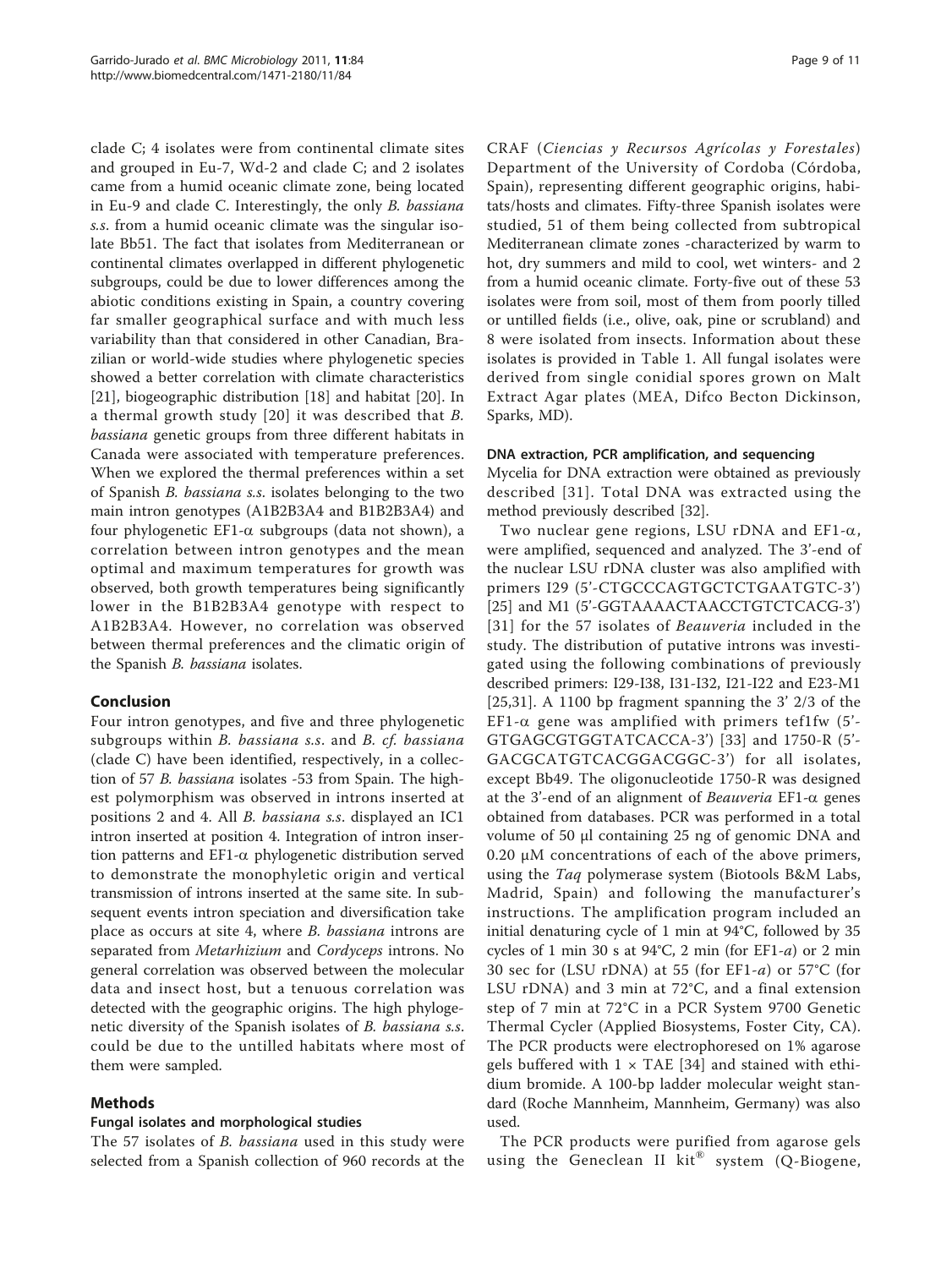clade C; 4 isolates were from continental climate sites and grouped in Eu-7, Wd-2 and clade C; and 2 isolates came from a humid oceanic climate zone, being located in Eu-9 and clade C. Interestingly, the only *B. bassiana s.s.* from a humid oceanic climate was the singular isolate Bb51. The fact that isolates from Mediterranean or continental climates overlapped in different phylogenetic subgroups, could be due to lower differences among the abiotic conditions existing in Spain, a country covering far smaller geographical surface and with much less variability than that considered in other Canadian, Brazilian or world-wide studies where phylogenetic species showed a better correlation with climate characteristics [21], biogeographic distribution [18] and habitat [20]. In a thermal growth study [20] it was described that *B. bassiana* genetic groups from three different habitats in Canada were associated with temperature preferences. When we explored the thermal preferences within a set of Spanish *B. bassiana s.s.* isolates belonging to the two main intron genotypes (A1B2B3A4 and B1B2B3A4) and four phylogenetic EF1-α subgroups (data not shown), a correlation between intron genotypes and the mean optimal and maximum temperatures for growth was observed, both growth temperatures being significantly lower in the B1B2B3A4 genotype with respect to A1B2B3A4. However, no correlation was observed between thermal preferences and the climatic origin of the Spanish *B. bassiana* isolates.

## Conclusion

Four intron genotypes, and five and three phylogenetic subgroups within *B. bassiana s.s.* and *B. cf. bassiana* (clade C) have been identified, respectively, in a collection of 57 *B. bassiana* isolates -53 from Spain. The highest polymorphism was observed in introns inserted at positions 2 and 4. All *B. bassiana s.s.* displayed an IC1 intron inserted at position 4. Integration of intron insertion patterns and EF1-α phylogenetic distribution served to demonstrate the monophyletic origin and vertical transmission of introns inserted at the same site. In subsequent events intron speciation and diversification take place as occurs at site 4, where *B. bassiana* introns are separated from *Metarhizium* and *Cordyceps* introns. No general correlation was observed between the molecular data and insect host, but a tenuous correlation was detected with the geographic origins. The high phylogenetic diversity of the Spanish isolates of *B. bassiana s.s.* could be due to the untilled habitats where most of them were sampled.

## Methods

### Fungal isolates and morphological studies

The 57 isolates of *B. bassiana* used in this study were selected from a Spanish collection of 960 records at the CRAF (*Ciencias y Recursos Agrícolas y Forestales*) Department of the University of Cordoba (Córdoba, Spain), representing different geographic origins, habitats/hosts and climates. Fifty-three Spanish isolates were studied, 51 of them being collected from subtropical Mediterranean climate zones -characterized by warm to hot, dry summers and mild to cool, wet winters- and 2 from a humid oceanic climate. Forty-five out of these 53 isolates were from soil, most of them from poorly tilled or untilled fields (i.e., olive, oak, pine or scrubland) and 8 were isolated from insects. Information about these isolates is provided in Table 1. All fungal isolates were derived from single conidial spores grown on Malt Extract Agar plates (MEA, Difco Becton Dickinson, Sparks, MD).

### DNA extraction, PCR amplification, and sequencing

Mycelia for DNA extraction were obtained as previously described [31]. Total DNA was extracted using the method previously described [32].

Two nuclear gene regions, LSU rDNA and EF1-α, were amplified, sequenced and analyzed. The 3'-end of the nuclear LSU rDNA cluster was also amplified with primers I29 (5'-CTGCCCAGTGCTCTGAATGTC-3') [25] and M1 (5'-GGTAAAACTAACCTGTCTCACG-3') [31] for the 57 isolates of *Beauveria* included in the study. The distribution of putative introns was investigated using the following combinations of previously described primers: I29-I38, I31-I32, I21-I22 and E23-M1 [25,31]. A 1100 bp fragment spanning the 3' 2/3 of the EF1-α gene was amplified with primers tef1fw (5'-GTGAGCGTGGTATCACCA-3') [33] and 1750-R (5'-GACGCATGTCACGGACGGC-3') for all isolates, except Bb49. The oligonucleotide 1750-R was designed at the 3'-end of an alignment of *Beauveria* EF1-α genes obtained from databases. PCR was performed in a total volume of 50 μl containing 25 ng of genomic DNA and 0.20 μM concentrations of each of the above primers, using the *Taq* polymerase system (Biotools B&M Labs, Madrid, Spain) and following the manufacturer's instructions. The amplification program included an initial denaturing cycle of 1 min at 94°C, followed by 35 cycles of 1 min 30 s at 94°C, 2 min (for EF1-*a*) or 2 min 30 sec for (LSU rDNA) at 55 (for EF1-*a*) or 57°C (for LSU rDNA) and 3 min at 72°C, and a final extension step of 7 min at 72°C in a PCR System 9700 Genetic Thermal Cycler (Applied Biosystems, Foster City, CA). The PCR products were electrophoresed on 1% agarose gels buffered with 1 × TAE [34] and stained with ethidium bromide. A 100-bp ladder molecular weight standard (Roche Mannheim, Mannheim, Germany) was also used.

The PCR products were purified from agarose gels using the Geneclean II kit® system (Q-Biogene,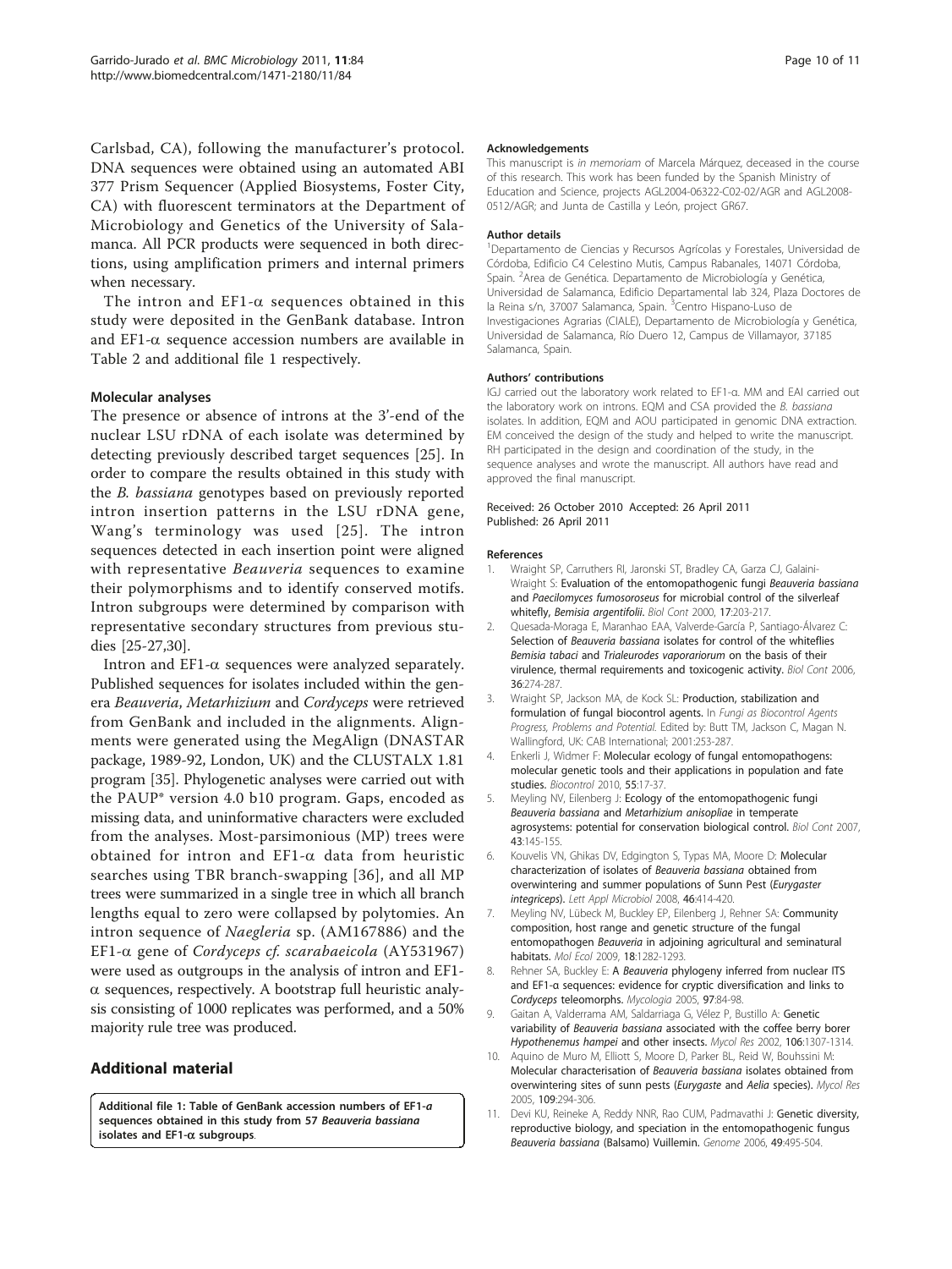Carlsbad, CA), following the manufacturer's protocol. DNA sequences were obtained using an automated ABI 377 Prism Sequencer (Applied Biosystems, Foster City, CA) with fluorescent terminators at the Department of Microbiology and Genetics of the University of Salamanca. All PCR products were sequenced in both directions, using amplification primers and internal primers when necessary.

The intron and EF1-$\alpha$ sequences obtained in this study were deposited in the GenBank database. Intron and EF1-$\alpha$ sequence accession numbers are available in Table 2 and additional file 1 respectively.

### Molecular analyses

The presence or absence of introns at the 3'-end of the nuclear LSU rDNA of each isolate was determined by detecting previously described target sequences [25]. In order to compare the results obtained in this study with the *B. bassiana* genotypes based on previously reported intron insertion patterns in the LSU rDNA gene, Wang's terminology was used [25]. The intron sequences detected in each insertion point were aligned with representative *Beauveria* sequences to examine their polymorphisms and to identify conserved motifs. Intron subgroups were determined by comparison with representative secondary structures from previous studies [25-27,30].

Intron and EF1-$\alpha$ sequences were analyzed separately. Published sequences for isolates included within the genera *Beauveria*, *Metarhizium* and *Cordyceps* were retrieved from GenBank and included in the alignments. Alignments were generated using the MegAlign (DNASTAR package, 1989-92, London, UK) and the CLUSTALX 1.81 program [35]. Phylogenetic analyses were carried out with the PAUP* version 4.0 b10 program. Gaps, encoded as missing data, and uninformative characters were excluded from the analyses. Most-parsimonious (MP) trees were obtained for intron and EF1-$\alpha$ data from heuristic searches using TBR branch-swapping [36], and all MP trees were summarized in a single tree in which all branch lengths equal to zero were collapsed by polytomies. An intron sequence of *Naegleria* sp. (AM167886) and the EF1-$\alpha$ gene of *Cordyceps cf. scarabaeicola* (AY531967) were used as outgroups in the analysis of intron and EF1-$\alpha$ sequences, respectively. A bootstrap full heuristic analysis consisting of 1000 replicates was performed, and a 50% majority rule tree was produced.

## Additional material

**Additional file 1: Table of GenBank accession numbers of EF1-*a* sequences obtained in this study from 57 *Beauveria bassiana* isolates and EF1-$\alpha$ subgroups**.

#### Acknowledgements

This manuscript is *in memoriam* of Marcela Márquez, deceased in the course of this research. This work has been funded by the Spanish Ministry of Education and Science, projects AGL2004-06322-C02-02/AGR and AGL2008-0512/AGR; and Junta de Castilla y León, project GR67.

#### Author details

[1]Departamento de Ciencias y Recursos Agrícolas y Forestales, Universidad de Córdoba, Edificio C4 Celestino Mutis, Campus Rabanales, 14071 Córdoba, Spain. [2]Area de Genética. Departamento de Microbiología y Genética, Universidad de Salamanca, Edificio Departamental lab 324, Plaza Doctores de la Reina s/n, 37007 Salamanca, Spain. [3]Centro Hispano-Luso de Investigaciones Agrarias (CIALE), Departamento de Microbiología y Genética, Universidad de Salamanca, Río Duero 12, Campus de Villamayor, 37185 Salamanca, Spain.

#### Authors' contributions

IGJ carried out the laboratory work related to EF1-α. MM and EAI carried out the laboratory work on introns. EQM and CSA provided the *B. bassiana* isolates. In addition, EQM and AOU participated in genomic DNA extraction. EM conceived the design of the study and helped to write the manuscript. RH participated in the design and coordination of the study, in the sequence analyses and wrote the manuscript. All authors have read and approved the final manuscript.

Received: 26 October 2010 Accepted: 26 April 2011
Published: 26 April 2011

#### References

1. Wraight SP, Carruthers RI, Jaronski ST, Bradley CA, Garza CJ, Galaini-Wraight S: **Evaluation of the entomopathogenic fungi *Beauveria bassiana* and *Paecilomyces fumosoroseus* for microbial control of the silverleaf whitefly, *Bemisia argentifolii*.** *Biol Cont* 2000, **17**:203-217.
2. Quesada-Moraga E, Maranhao EAA, Valverde-García P, Santiago-Álvarez C: **Selection of *Beauveria bassiana* isolates for control of the whiteflies *Bemisia tabaci* and *Trialeurodes vaporariorum* on the basis of their virulence, thermal requirements and toxicogenic activity.** *Biol Cont* 2006, **36**:274-287.
3. Wraight SP, Jackson MA, de Kock SL: **Production, stabilization and formulation of fungal biocontrol agents.** In *Fungi as Biocontrol Agents Progress, Problems and Potential.* Edited by: Butt TM, Jackson C, Magan N. Wallingford, UK: CAB International; 2001:253-287.
4. Enkerli J, Widmer F: **Molecular ecology of fungal entomopathogens: molecular genetic tools and their applications in population and fate studies.** *Biocontrol* 2010, **55**:17-37.
5. Meyling NV, Eilenberg J: **Ecology of the entomopathogenic fungi *Beauveria bassiana* and *Metarhizium anisopliae* in temperate agrosystems: potential for conservation biological control.** *Biol Cont* 2007, **43**:145-155.
6. Kouvelis VN, Ghikas DV, Edgington S, Typas MA, Moore D: **Molecular characterization of isolates of *Beauveria bassiana* obtained from overwintering and summer populations of Sunn Pest (*Eurygaster integriceps*).** *Lett Appl Microbiol* 2008, **46**:414-420.
7. Meyling NV, Lübeck M, Buckley EP, Eilenberg J, Rehner SA: **Community composition, host range and genetic structure of the fungal entomopathogen *Beauveria* in adjoining agricultural and seminatural habitats.** *Mol Ecol* 2009, **18**:1282-1293.
8. Rehner SA, Buckley E: **A *Beauveria* phylogeny inferred from nuclear ITS and EF1-α sequences: evidence for cryptic diversification and links to *Cordyceps* teleomorphs.** *Mycologia* 2005, **97**:84-98.
9. Gaitan A, Valderrama AM, Saldarriaga G, Vélez P, Bustillo A: **Genetic variability of *Beauveria bassiana* associated with the coffee berry borer *Hypothenemus hampei* and other insects.** *Mycol Res* 2002, **106**:1307-1314.
10. Aquino de Muro M, Elliott S, Moore D, Parker BL, Reid W, Bouhssini M: **Molecular characterisation of *Beauveria bassiana* isolates obtained from overwintering sites of sunn pests (*Eurygaste* and *Aelia* species).** *Mycol Res* 2005, **109**:294-306.
11. Devi KU, Reineke A, Reddy NNR, Rao CUM, Padmavathi J: **Genetic diversity, reproductive biology, and speciation in the entomopathogenic fungus *Beauveria bassiana* (Balsamo) Vuillemin.** *Genome* 2006, **49**:495-504.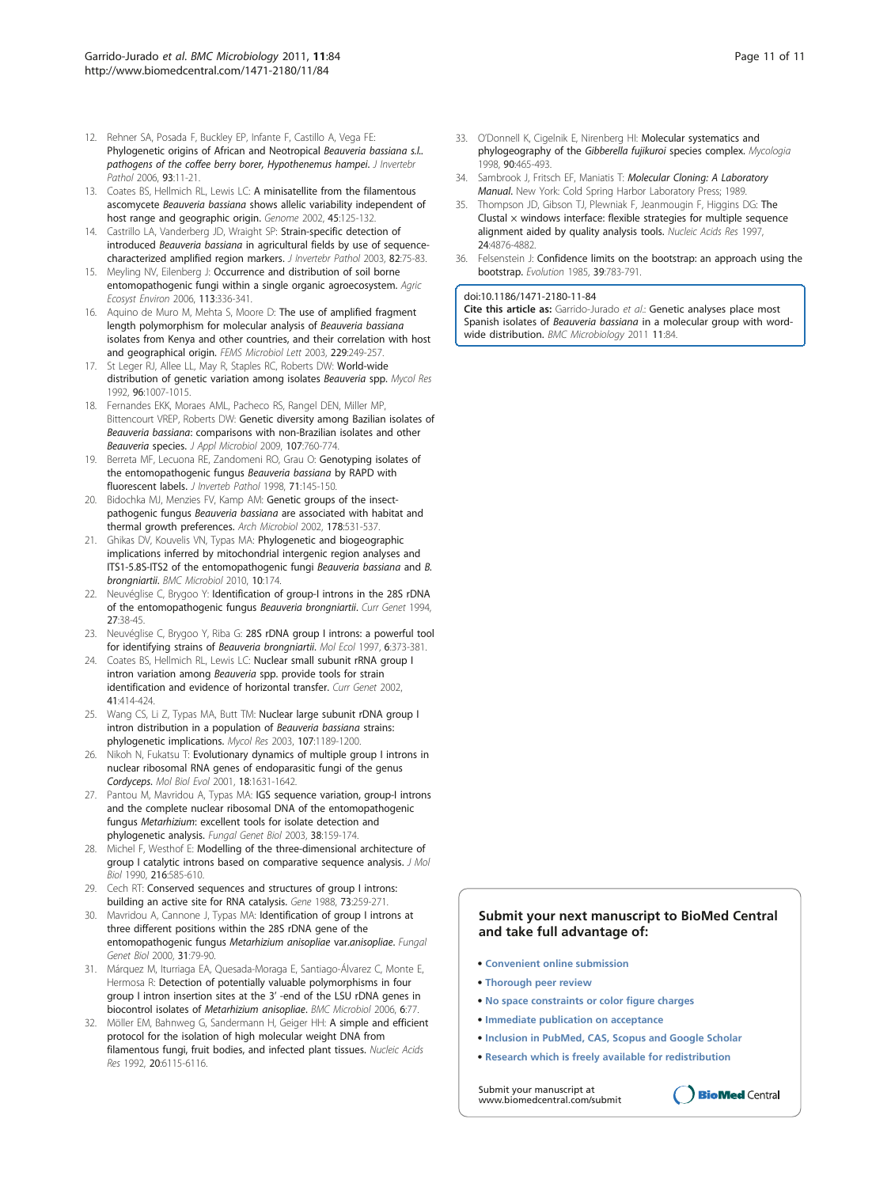12. Rehner SA, Posada F, Buckley EP, Infante F, Castillo A, Vega FE: Phylogenetic origins of African and Neotropical *Beauveria bassiana s.l.. pathogens of the coffee berry borer, Hypothenemus hampei*. *J Invertebr Pathol* 2006, **93**:11-21.
13. Coates BS, Hellmich RL, Lewis LC: A minisatellite from the filamentous ascomycete *Beauveria bassiana* shows allelic variability independent of host range and geographic origin. *Genome* 2002, **45**:125-132.
14. Castrillo LA, Vanderberg JD, Wraight SP: Strain-specific detection of introduced *Beauveria bassiana* in agricultural fields by use of sequence-characterized amplified region markers. *J Invertebr Pathol* 2003, **82**:75-83.
15. Meyling NV, Eilenberg J: Occurrence and distribution of soil borne entomopathogenic fungi within a single organic agroecosystem. *Agric Ecosyst Environ* 2006, **113**:336-341.
16. Aquino de Muro M, Mehta S, Moore D: The use of amplified fragment length polymorphism for molecular analysis of *Beauveria bassiana* isolates from Kenya and other countries, and their correlation with host and geographical origin. *FEMS Microbiol Lett* 2003, **229**:249-257.
17. St Leger RJ, Allee LL, May R, Staples RC, Roberts DW: World-wide distribution of genetic variation among isolates *Beauveria* spp. *Mycol Res* 1992, **96**:1007-1015.
18. Fernandes EKK, Moraes AML, Pacheco RS, Rangel DEN, Miller MP, Bittencourt VREP, Roberts DW: Genetic diversity among Bazilian isolates of *Beauveria bassiana*: comparisons with non-Brazilian isolates and other *Beauveria* species. *J Appl Microbiol* 2009, **107**:760-774.
19. Berreta MF, Lecuona RE, Zandomeni RO, Grau O: Genotyping isolates of the entomopathogenic fungus *Beauveria bassiana* by RAPD with fluorescent labels. *J Inverteb Pathol* 1998, **71**:145-150.
20. Bidochka MJ, Menzies FV, Kamp AM: Genetic groups of the insect-pathogenic fungus *Beauveria bassiana* are associated with habitat and thermal growth preferences. *Arch Microbiol* 2002, **178**:531-537.
21. Ghikas DV, Kouvelis VN, Typas MA: Phylogenetic and biogeographic implications inferred by mitochondrial intergenic region analyses and ITS1-5.8S-ITS2 of the entomopathogenic fungi *Beauveria bassiana* and *B. brongniartii*. *BMC Microbiol* 2010, **10**:174.
22. Neuvéglise C, Brygoo Y: Identification of group-I introns in the 28S rDNA of the entomopathogenic fungus *Beauveria brongniartii*. *Curr Genet* 1994, **27**:38-45.
23. Neuvéglise C, Brygoo Y, Riba G: 28S rDNA group I introns: a powerful tool for identifying strains of *Beauveria brongniartii*. *Mol Ecol* 1997, **6**:373-381.
24. Coates BS, Hellmich RL, Lewis LC: Nuclear small subunit rRNA group I intron variation among *Beauveria* spp. provide tools for strain identification and evidence of horizontal transfer. *Curr Genet* 2002, **41**:414-424.
25. Wang CS, Li Z, Typas MA, Butt TM: Nuclear large subunit rDNA group I intron distribution in a population of *Beauveria bassiana* strains: phylogenetic implications. *Mycol Res* 2003, **107**:1189-1200.
26. Nikoh N, Fukatsu T: Evolutionary dynamics of multiple group I introns in nuclear ribosomal RNA genes of endoparasitic fungi of the genus *Cordyceps*. *Mol Biol Evol* 2001, **18**:1631-1642.
27. Pantou M, Mavridou A, Typas MA: IGS sequence variation, group-I introns and the complete nuclear ribosomal DNA of the entomopathogenic fungus *Metarhizium*: excellent tools for isolate detection and phylogenetic analysis. *Fungal Genet Biol* 2003, **38**:159-174.
28. Michel F, Westhof E: Modelling of the three-dimensional architecture of group I catalytic introns based on comparative sequence analysis. *J Mol Biol* 1990, **216**:585-610.
29. Cech RT: Conserved sequences and structures of group I introns: building an active site for RNA catalysis. *Gene* 1988, **73**:259-271.
30. Mavridou A, Cannone J, Typas MA: Identification of group I introns at three different positions within the 28S rDNA gene of the entomopathogenic fungus *Metarhizium anisopliae* var.*anisopliae*. *Fungal Genet Biol* 2000, **31**:79-90.
31. Márquez M, Iturriaga EA, Quesada-Moraga E, Santiago-Álvarez C, Monte E, Hermosa R: Detection of potentially valuable polymorphisms in four group I intron insertion sites at the 3' -end of the LSU rDNA genes in biocontrol isolates of *Metarhizium anisopliae*. *BMC Microbiol* 2006, **6**:77.
32. Möller EM, Bahnweg G, Sandermann H, Geiger HH: A simple and efficient protocol for the isolation of high molecular weight DNA from filamentous fungi, fruit bodies, and infected plant tissues. *Nucleic Acids Res* 1992, **20**:6115-6116.
33. O'Donnell K, Cigelnik E, Nirenberg HI: Molecular systematics and phylogeography of the *Gibberella fujikuroi* species complex. *Mycologia* 1998, **90**:465-493.
34. Sambrook J, Fritsch EF, Maniatis T: *Molecular Cloning: A Laboratory Manual.* New York: Cold Spring Harbor Laboratory Press; 1989.
35. Thompson JD, Gibson TJ, Plewniak F, Jeanmougin F, Higgins DG: The Clustal × windows interface: flexible strategies for multiple sequence alignment aided by quality analysis tools. *Nucleic Acids Res* 1997, **24**:4876-4882.
36. Felsenstein J: Confidence limits on the bootstrap: an approach using the bootstrap. *Evolution* 1985, **39**:783-791.

doi:10.1186/1471-2180-11-84

**Cite this article as:** Garrido-Jurado *et al.*: Genetic analyses place most Spanish isolates of *Beauveria bassiana* in a molecular group with word-wide distribution. *BMC Microbiology* 2011 **11**:84.

**Submit your next manuscript to BioMed Central and take full advantage of:**

- Convenient online submission
- Thorough peer review
- No space constraints or color figure charges
- Immediate publication on acceptance
- Inclusion in PubMed, CAS, Scopus and Google Scholar
- Research which is freely available for redistribution

Submit your manuscript at www.biomedcentral.com/submit

BioMed Central